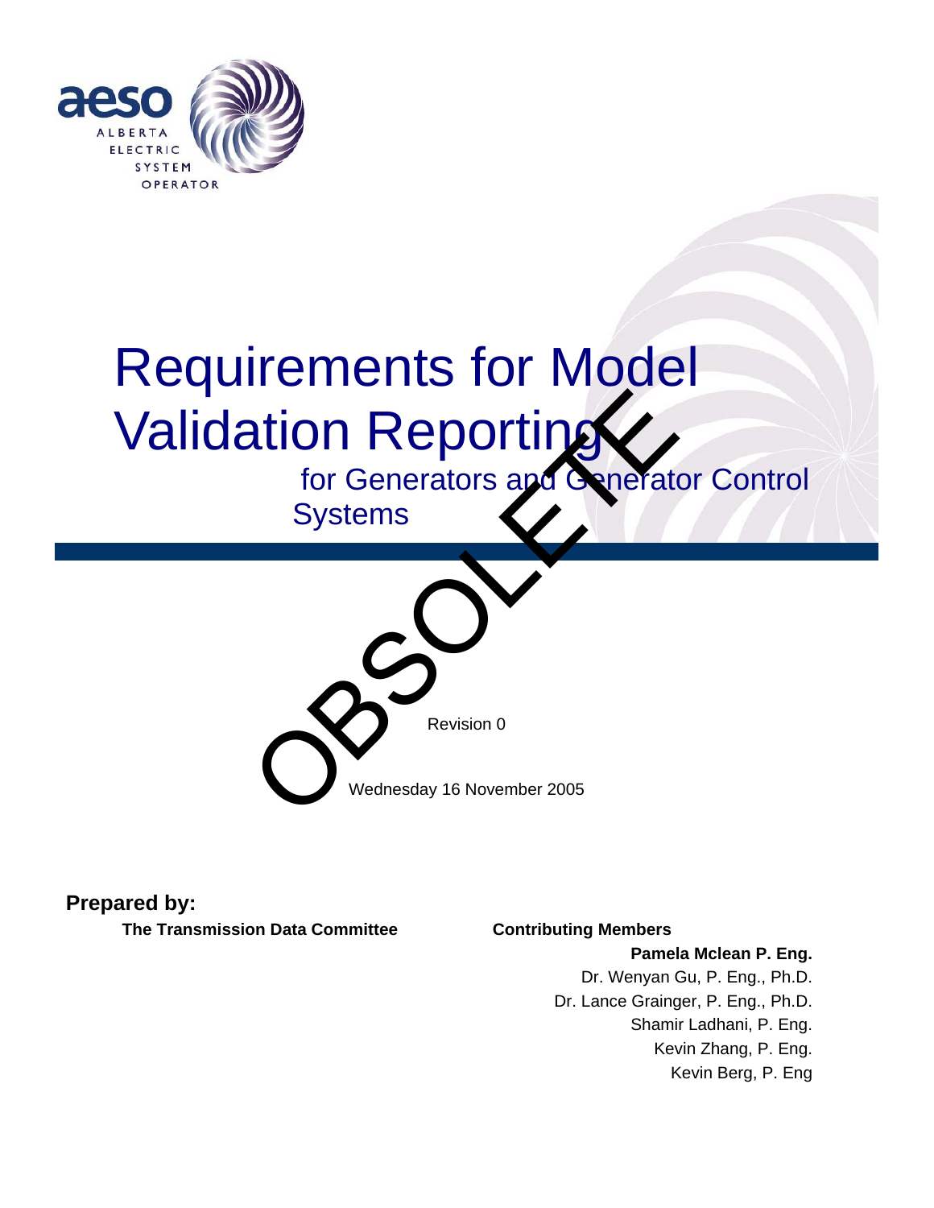aeso ALBERTA ELECTRIC SYSTEM OPERATOR

# Requirements for Model Validation Reporting

## for Generators and Generator Control Systems

OBSOLETE

Revision 0

Wednesday 16 November 2005

**Prepared by:**

**The Transmission Data Committee**

**Contributing Members**

**Pamela Mclean P. Eng.**

Dr. Wenyan Gu, P. Eng., Ph.D.

Dr. Lance Grainger, P. Eng., Ph.D.

Shamir Ladhani, P. Eng.

Kevin Zhang, P. Eng.

Kevin Berg, P. Eng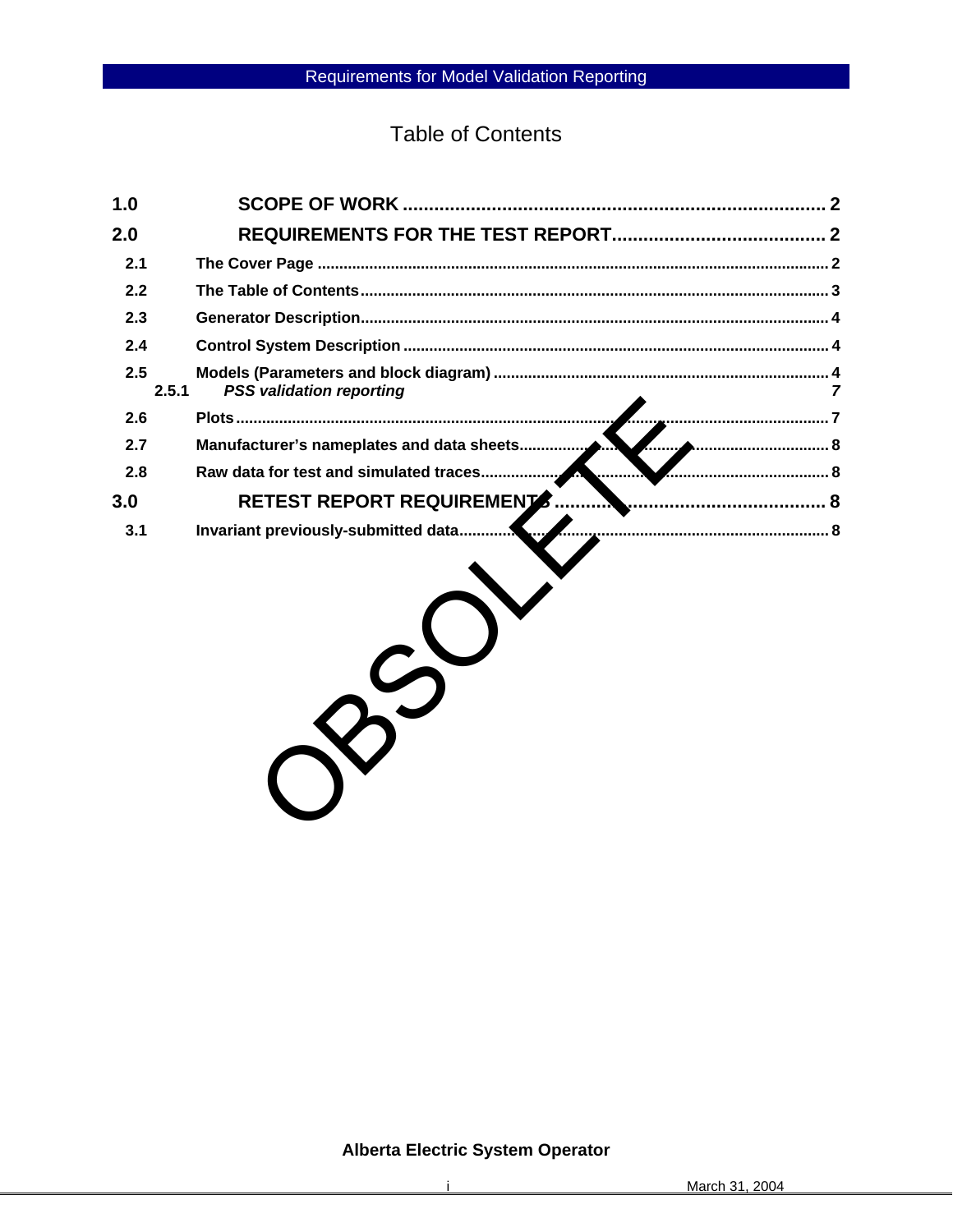# Table of Contents

**1.0 SCOPE OF WORK** .......... 2

**2.0 REQUIREMENTS FOR THE TEST REPORT** .......... 2

- **2.1 The Cover Page** .......... 2
- **2.2 The Table of Contents** .......... 3
- **2.3 Generator Description** .......... 4
- **2.4 Control System Description** .......... 4
- **2.5 Models (Parameters and block diagram)** .......... 4
  - ***2.5.1 PSS validation reporting*** 7
- **2.6 Plots** .......... 7
- **2.7 Manufacturer's nameplates and data sheets** .......... 8
- **2.8 Raw data for test and simulated traces** .......... 8

**3.0 RETEST REPORT REQUIREMENTS** .......... 8

- **3.1 Invariant previously-submitted data** .......... 8

OBSOLETE

**Alberta Electric System Operator**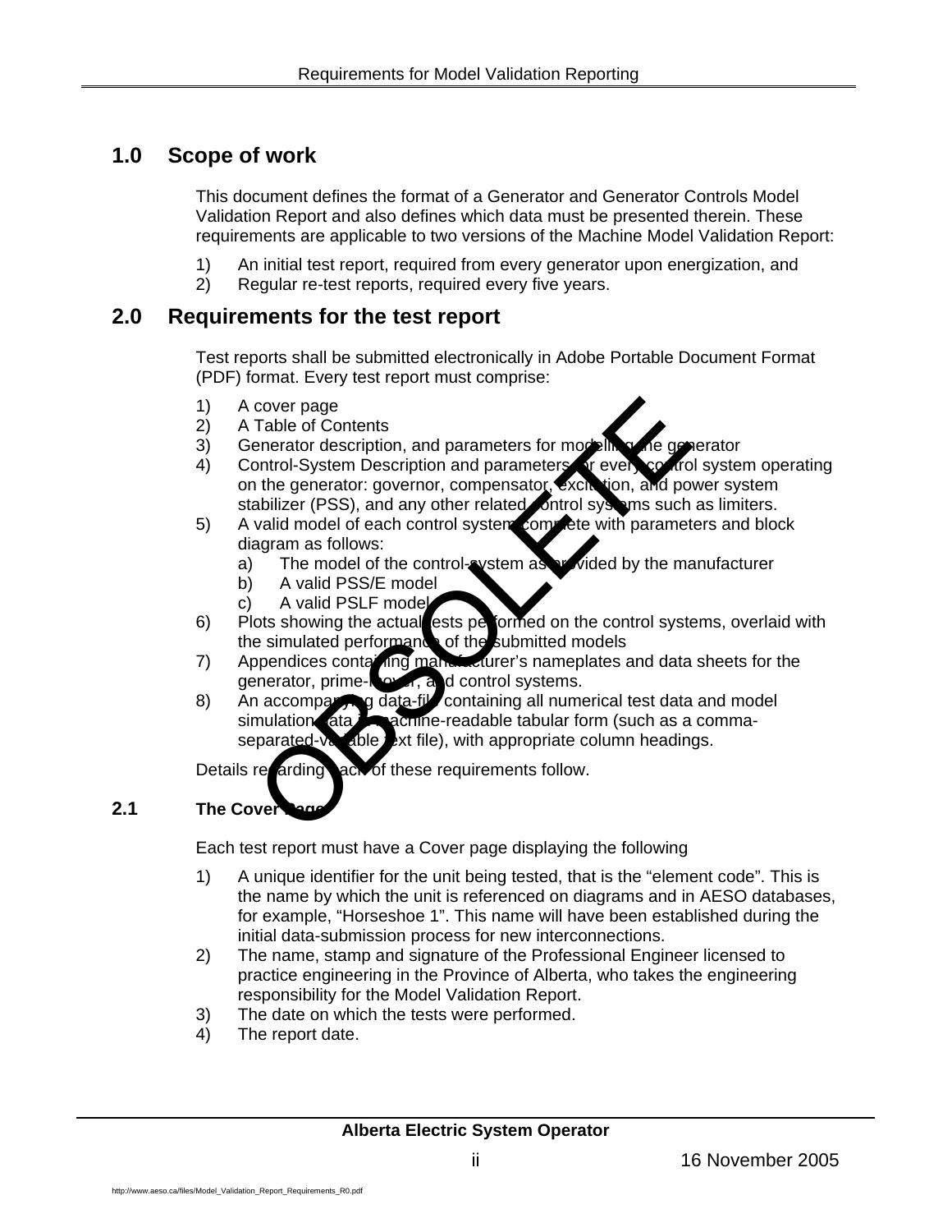# 1.0 Scope of work

This document defines the format of a Generator and Generator Controls Model Validation Report and also defines which data must be presented therein. These requirements are applicable to two versions of the Machine Model Validation Report:

1) An initial test report, required from every generator upon energization, and
2) Regular re-test reports, required every five years.

# 2.0 Requirements for the test report

Test reports shall be submitted electronically in Adobe Portable Document Format (PDF) format. Every test report must comprise:

1) A cover page
2) A Table of Contents
3) Generator description, and parameters for modelling the generator
4) Control-System Description and parameters for every control system operating on the generator: governor, compensator, excitation, and power system stabilizer (PSS), and any other related control systems such as limiters.
5) A valid model of each control system complete with parameters and block diagram as follows:
   a) The model of the control-system as provided by the manufacturer
   b) A valid PSS/E model
   c) A valid PSLF model
6) Plots showing the actual tests performed on the control systems, overlaid with the simulated performance of the submitted models
7) Appendices containing manufacturer's nameplates and data sheets for the generator, prime-mover, and control systems.
8) An accompanying data-file containing all numerical test data and model simulation data in machine-readable tabular form (such as a comma-separated-variable text file), with appropriate column headings.

Details regarding each of these requirements follow.

## 2.1 The Cover Page

Each test report must have a Cover page displaying the following

1) A unique identifier for the unit being tested, that is the "element code". This is the name by which the unit is referenced on diagrams and in AESO databases, for example, "Horseshoe 1". This name will have been established during the initial data-submission process for new interconnections.
2) The name, stamp and signature of the Professional Engineer licensed to practice engineering in the Province of Alberta, who takes the engineering responsibility for the Model Validation Report.
3) The date on which the tests were performed.
4) The report date.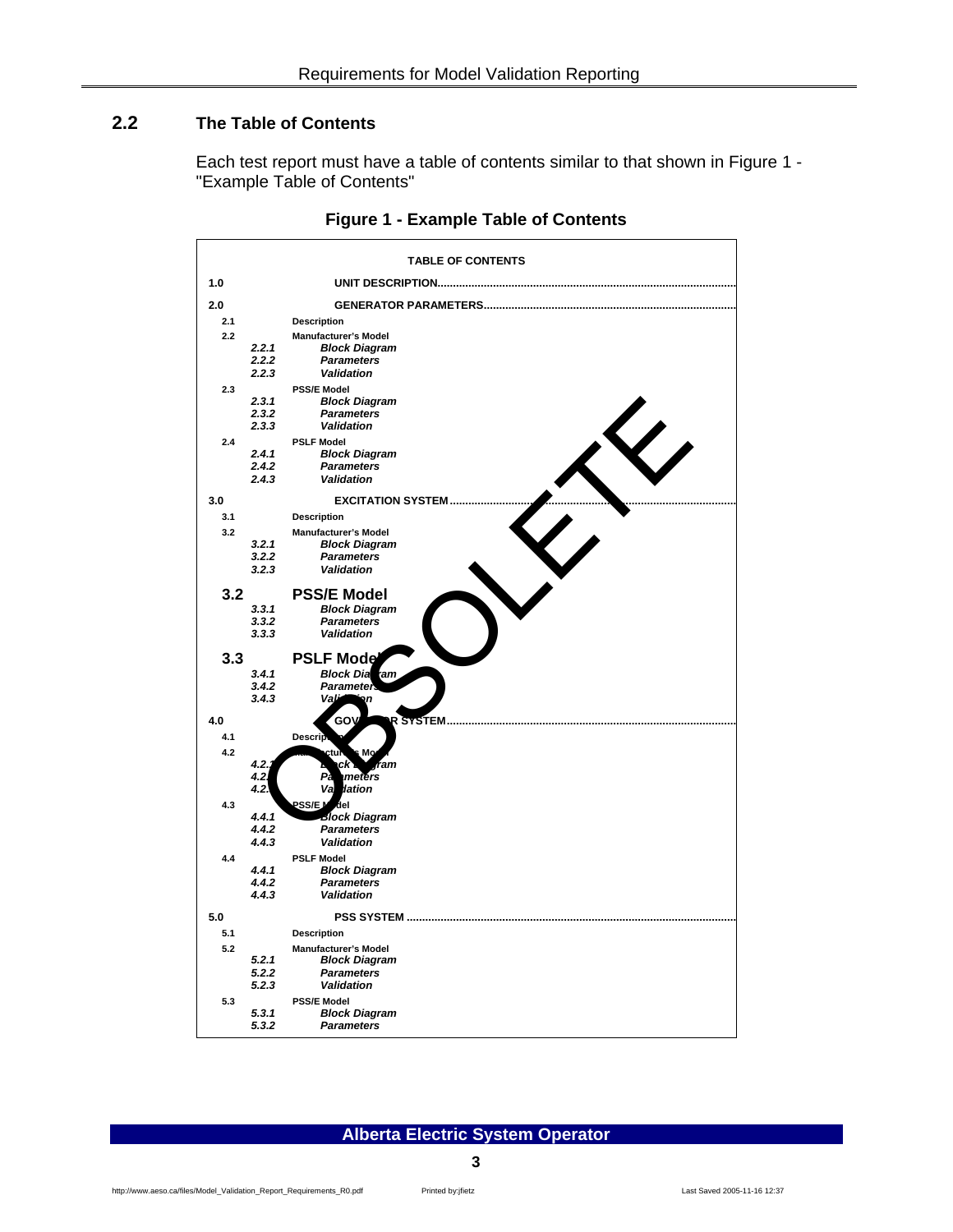## 2.2 The Table of Contents

Each test report must have a table of contents similar to that shown in Figure 1 - "Example Table of Contents"

**Figure 1 - Example Table of Contents**

**TABLE OF CONTENTS**

**1.0 UNIT DESCRIPTION**........................................................................................

**2.0 GENERATOR PARAMETERS**..........................................................................

- **2.1 Description**
- **2.2 Manufacturer's Model**
  - ***2.2.1 Block Diagram***
  - ***2.2.2 Parameters***
  - ***2.2.3 Validation***
- **2.3 PSS/E Model**
  - ***2.3.1 Block Diagram***
  - ***2.3.2 Parameters***
  - ***2.3.3 Validation***
- **2.4 PSLF Model**
  - ***2.4.1 Block Diagram***
  - ***2.4.2 Parameters***
  - ***2.4.3 Validation***

**3.0 EXCITATION SYSTEM**....................................................................................

- **3.1 Description**
- **3.2 Manufacturer's Model**
  - ***3.2.1 Block Diagram***
  - ***3.2.2 Parameters***
  - ***3.2.3 Validation***
- **3.2 PSS/E Model**
  - ***3.3.1 Block Diagram***
  - ***3.3.2 Parameters***
  - ***3.3.3 Validation***
- **3.3 PSLF Model**
  - ***3.4.1 Block Diagram***
  - ***3.4.2 Parameters***
  - ***3.4.3 Validation***

**4.0 GOVERNOR SYSTEM**.....................................................................................

- **4.1 Description**
- **4.2 Manufacturer's Model**
  - ***4.2.1 Block Diagram***
  - ***4.2.2 Parameters***
  - ***4.2.3 Validation***
- **4.3 PSS/E Model**
  - ***4.4.1 Block Diagram***
  - ***4.4.2 Parameters***
  - ***4.4.3 Validation***
- **4.4 PSLF Model**
  - ***4.4.1 Block Diagram***
  - ***4.4.2 Parameters***
  - ***4.4.3 Validation***

**5.0 PSS SYSTEM**...................................................................................................

- **5.1 Description**
- **5.2 Manufacturer's Model**
  - ***5.2.1 Block Diagram***
  - ***5.2.2 Parameters***
  - ***5.2.3 Validation***
- **5.3 PSS/E Model**
  - ***5.3.1 Block Diagram***
  - ***5.3.2 Parameters***

OBSOLETE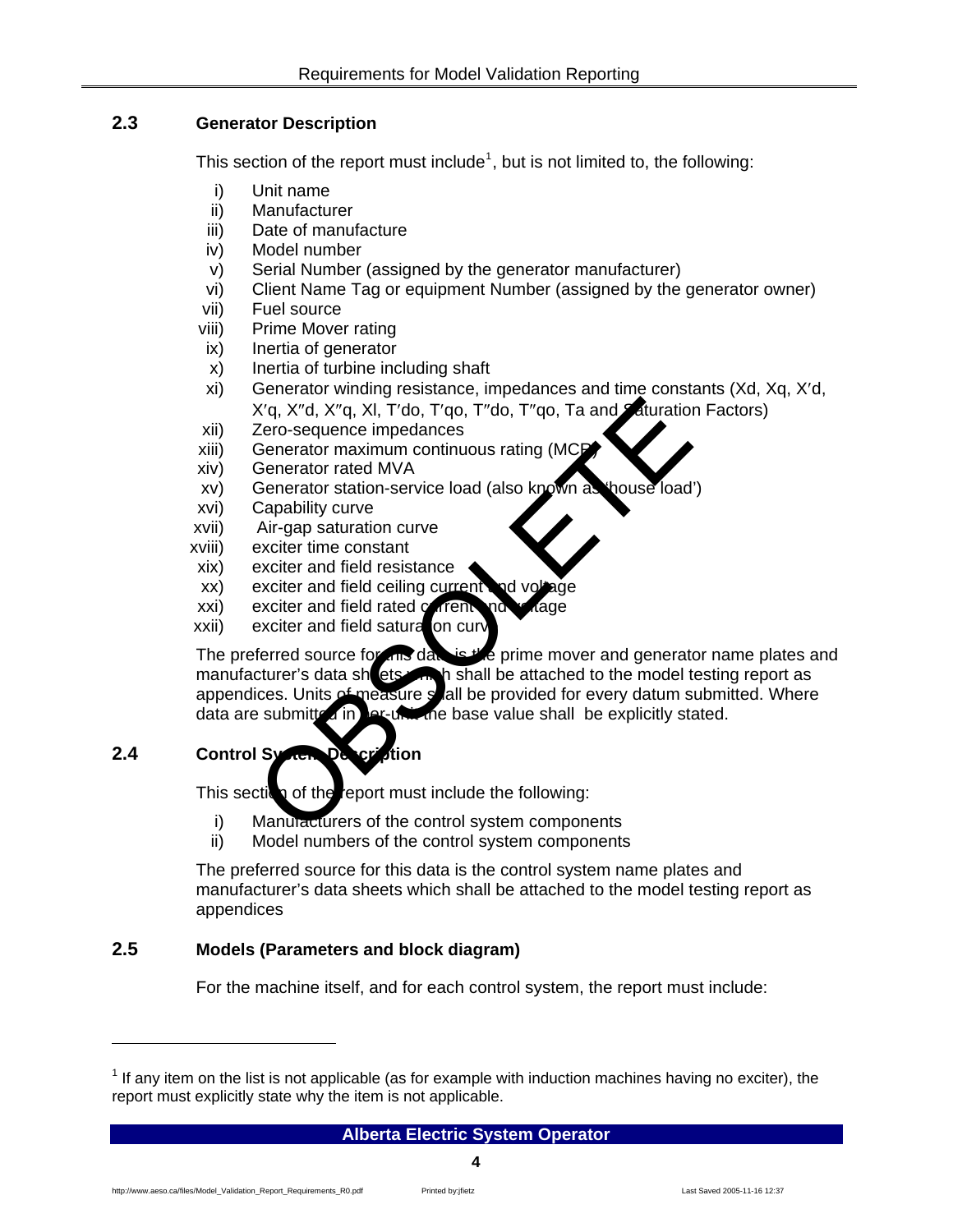### 2.3 Generator Description

This section of the report must include[1], but is not limited to, the following:

i) Unit name
ii) Manufacturer
iii) Date of manufacture
iv) Model number
v) Serial Number (assigned by the generator manufacturer)
vi) Client Name Tag or equipment Number (assigned by the generator owner)
vii) Fuel source
viii) Prime Mover rating
ix) Inertia of generator
x) Inertia of turbine including shaft
xi) Generator winding resistance, impedances and time constants (Xd, Xq, X′d, X′q, X″d, X″q, Xl, T′do, T′qo, T″do, T″qo, Ta and Saturation Factors)
xii) Zero-sequence impedances
xiii) Generator maximum continuous rating (MCR)
xiv) Generator rated MVA
xv) Generator station-service load (also known as 'house load')
xvi) Capability curve
xvii) Air-gap saturation curve
xviii) exciter time constant
xix) exciter and field resistance
xx) exciter and field ceiling current and voltage
xxi) exciter and field rated current and voltage
xxii) exciter and field saturation curve

The preferred source for this data is the prime mover and generator name plates and manufacturer's data sheets which shall be attached to the model testing report as appendices. Units of measure shall be provided for every datum submitted. Where data are submitted in per-unit the base value shall be explicitly stated.

### 2.4 Control System Description

This section of the report must include the following:

i) Manufacturers of the control system components
ii) Model numbers of the control system components

The preferred source for this data is the control system name plates and manufacturer's data sheets which shall be attached to the model testing report as appendices

### 2.5 Models (Parameters and block diagram)

For the machine itself, and for each control system, the report must include:

[1] If any item on the list is not applicable (as for example with induction machines having no exciter), the report must explicitly state why the item is not applicable.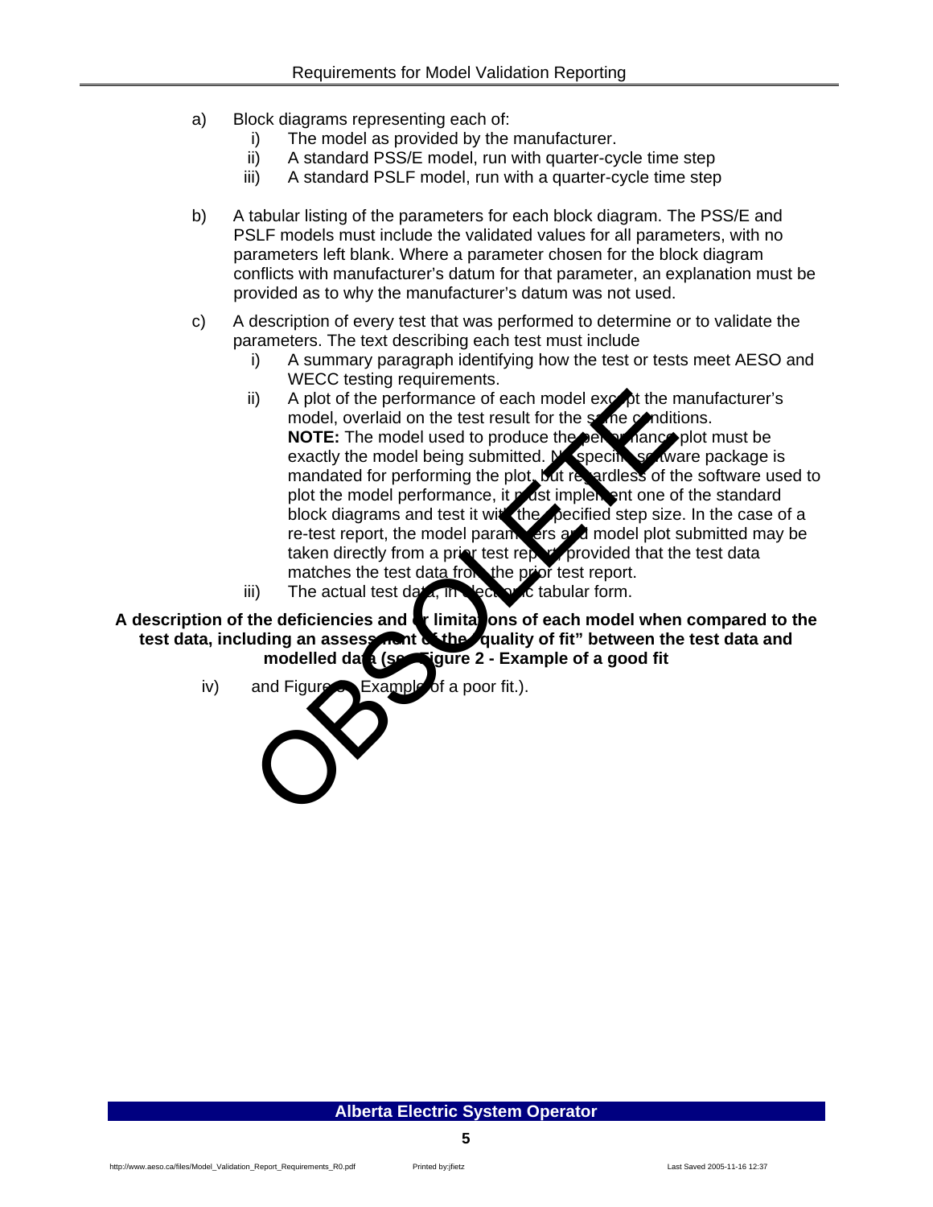a) Block diagrams representing each of:
   i) The model as provided by the manufacturer.
   ii) A standard PSS/E model, run with quarter-cycle time step
   iii) A standard PSLF model, run with a quarter-cycle time step

b) A tabular listing of the parameters for each block diagram. The PSS/E and PSLF models must include the validated values for all parameters, with no parameters left blank. Where a parameter chosen for the block diagram conflicts with manufacturer's datum for that parameter, an explanation must be provided as to why the manufacturer's datum was not used.

c) A description of every test that was performed to determine or to validate the parameters. The text describing each test must include
   i) A summary paragraph identifying how the test or tests meet AESO and WECC testing requirements.
   ii) A plot of the performance of each model except the manufacturer's model, overlaid on the test result for the same conditions.
   **NOTE:** The model used to produce the performance plot must be exactly the model being submitted. No specific software package is mandated for performing the plot, but regardless of the software used to plot the model performance, it must implement one of the standard block diagrams and test it with the specified step size. In the case of a re-test report, the model parameters and model plot submitted may be taken directly from a prior test report provided that the test data matches the test data from the prior test report.
   iii) The actual test data, in electronic tabular form.

**A description of the deficiencies and or limitations of each model when compared to the test data, including an assessment of the "quality of fit" between the test data and modelled data (see Figure 2 - Example of a good fit**

   iv) and Figure 3 - Example of a poor fit.).

OBSOLETE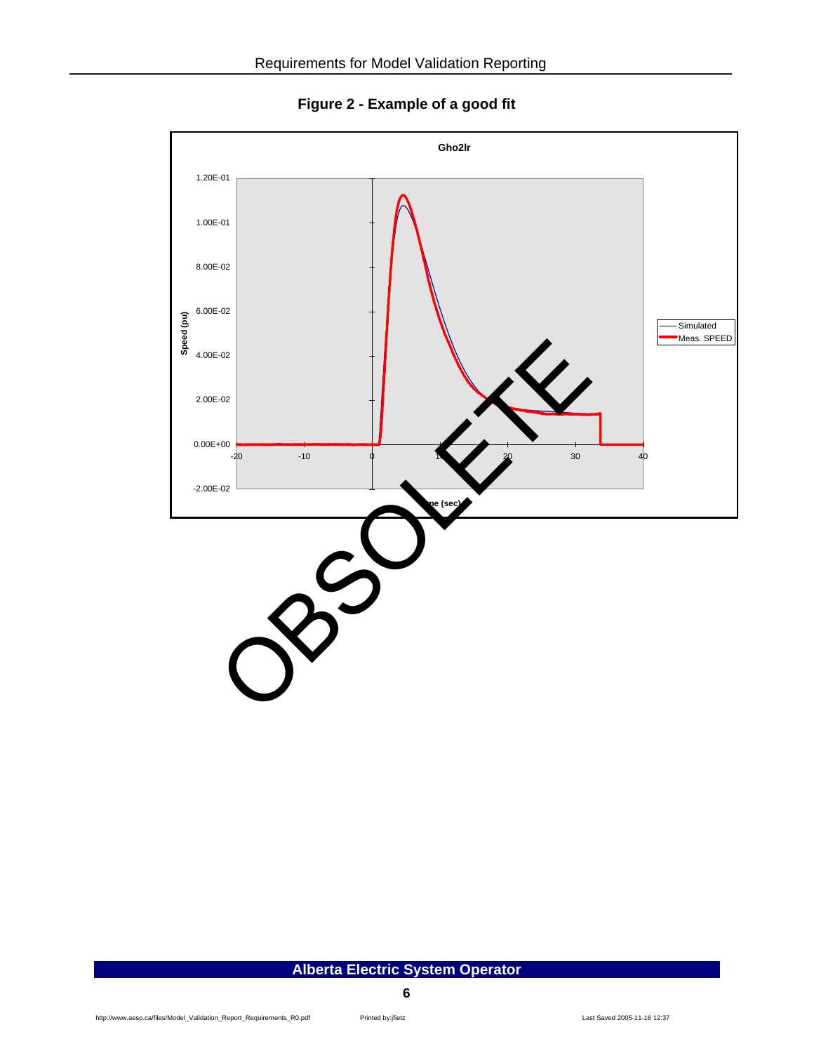**Figure 2 - Example of a good fit**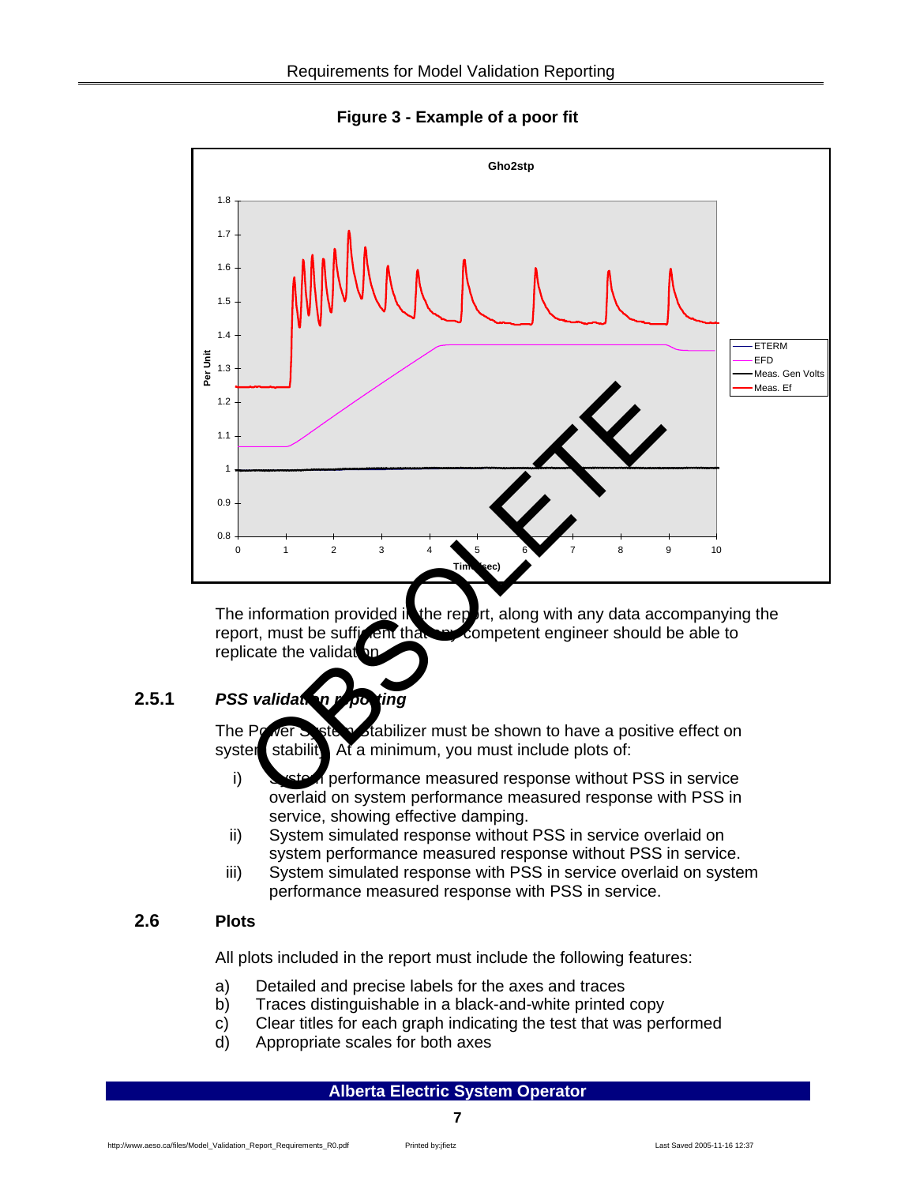**Figure 3 - Example of a poor fit**

The information provided in the report, along with any data accompanying the report, must be sufficient that any competent engineer should be able to replicate the validation.

### 2.5.1 *PSS validation reporting*

The Power System Stabilizer must be shown to have a positive effect on system stability. At a minimum, you must include plots of:

i) System performance measured response without PSS in service overlaid on system performance measured response with PSS in service, showing effective damping.

ii) System simulated response without PSS in service overlaid on system performance measured response without PSS in service.

iii) System simulated response with PSS in service overlaid on system performance measured response with PSS in service.

## 2.6 Plots

All plots included in the report must include the following features:

a) Detailed and precise labels for the axes and traces
b) Traces distinguishable in a black-and-white printed copy
c) Clear titles for each graph indicating the test that was performed
d) Appropriate scales for both axes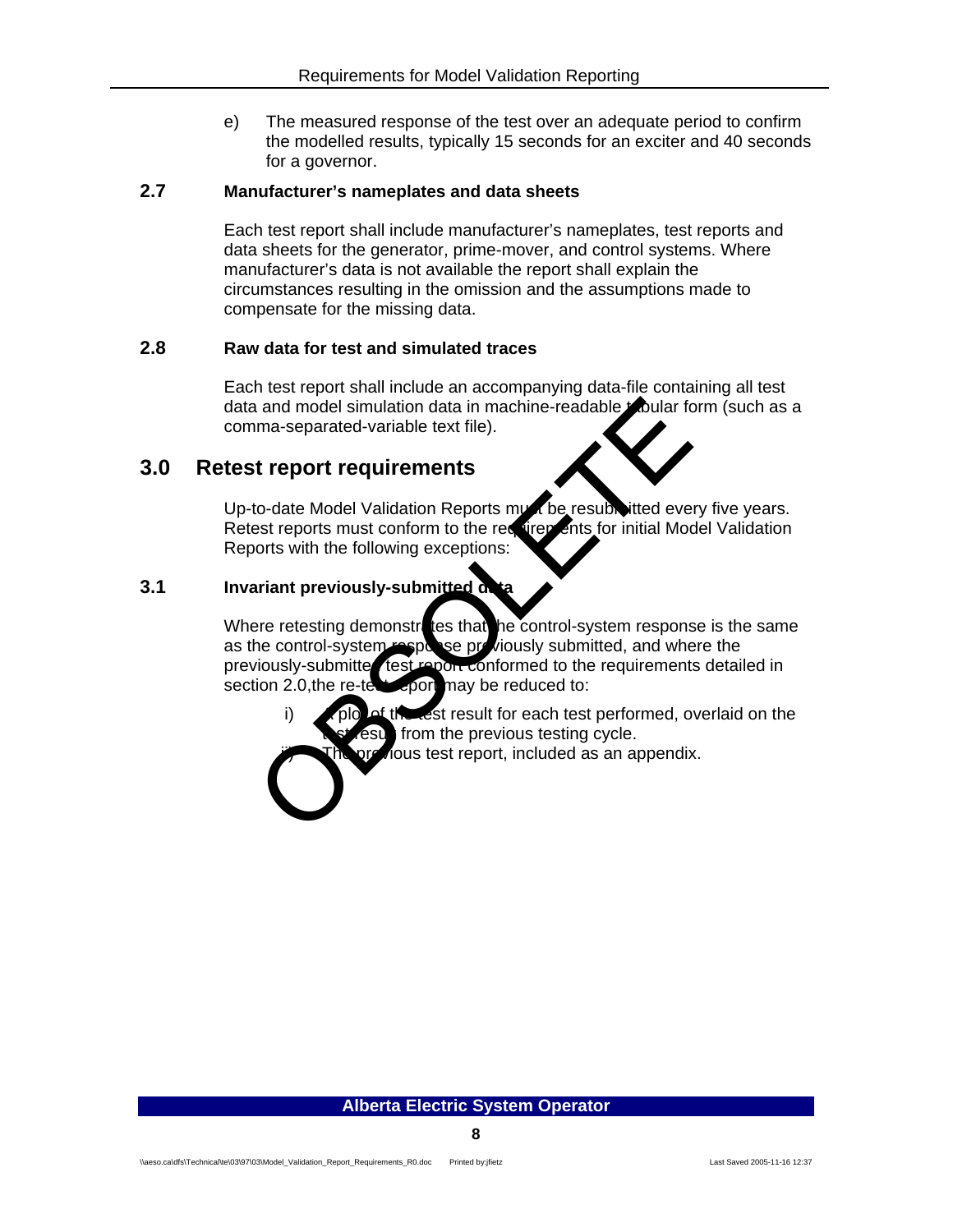e) The measured response of the test over an adequate period to confirm the modelled results, typically 15 seconds for an exciter and 40 seconds for a governor.

### 2.7 Manufacturer's nameplates and data sheets

Each test report shall include manufacturer's nameplates, test reports and data sheets for the generator, prime-mover, and control systems. Where manufacturer's data is not available the report shall explain the circumstances resulting in the omission and the assumptions made to compensate for the missing data.

### 2.8 Raw data for test and simulated traces

Each test report shall include an accompanying data-file containing all test data and model simulation data in machine-readable tabular form (such as a comma-separated-variable text file).

## 3.0 Retest report requirements

Up-to-date Model Validation Reports must be resubmitted every five years. Retest reports must conform to the requirements for initial Model Validation Reports with the following exceptions:

### 3.1 Invariant previously-submitted data

Where retesting demonstrates that the control-system response is the same as the control-system response previously submitted, and where the previously-submitted test report conformed to the requirements detailed in section 2.0,the re-test report may be reduced to:

i) A plot of the test result for each test performed, overlaid on the test result from the previous testing cycle.

ii) The previous test report, included as an appendix.

OBSOLETE